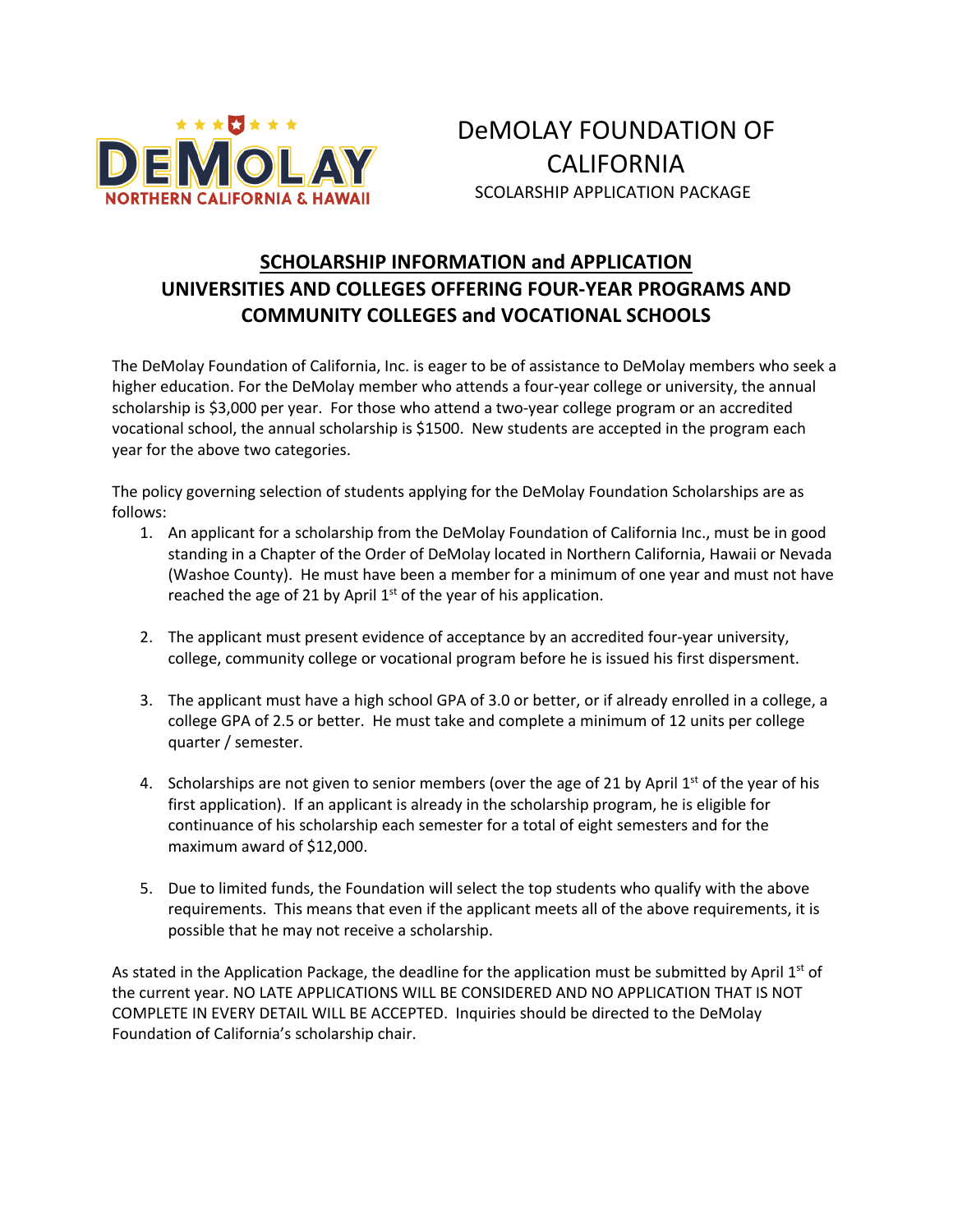# DeMOLAY FOUNDATION OF CALIFORNIA

SCOLARSHIP APPLICATION PACKAGE

## SCHOLARSHIP INFORMATION and APPLICATION

## UNIVERSITIES AND COLLEGES OFFERING FOUR-YEAR PROGRAMS AND COMMUNITY COLLEGES and VOCATIONAL SCHOOLS

The DeMolay Foundation of California, Inc. is eager to be of assistance to DeMolay members who seek a higher education. For the DeMolay member who attends a four-year college or university, the annual scholarship is $3,000 per year. For those who attend a two-year college program or an accredited vocational school, the annual scholarship is $1500. New students are accepted in the program each year for the above two categories.

The policy governing selection of students applying for the DeMolay Foundation Scholarships are as follows:

1. An applicant for a scholarship from the DeMolay Foundation of California Inc., must be in good standing in a Chapter of the Order of DeMolay located in Northern California, Hawaii or Nevada (Washoe County). He must have been a member for a minimum of one year and must not have reached the age of 21 by April 1st of the year of his application.

2. The applicant must present evidence of acceptance by an accredited four-year university, college, community college or vocational program before he is issued his first dispersment.

3. The applicant must have a high school GPA of 3.0 or better, or if already enrolled in a college, a college GPA of 2.5 or better. He must take and complete a minimum of 12 units per college quarter / semester.

4. Scholarships are not given to senior members (over the age of 21 by April 1st of the year of his first application). If an applicant is already in the scholarship program, he is eligible for continuance of his scholarship each semester for a total of eight semesters and for the maximum award of $12,000.

5. Due to limited funds, the Foundation will select the top students who qualify with the above requirements. This means that even if the applicant meets all of the above requirements, it is possible that he may not receive a scholarship.

As stated in the Application Package, the deadline for the application must be submitted by April 1st of the current year. NO LATE APPLICATIONS WILL BE CONSIDERED AND NO APPLICATION THAT IS NOT COMPLETE IN EVERY DETAIL WILL BE ACCEPTED. Inquiries should be directed to the DeMolay Foundation of California's scholarship chair.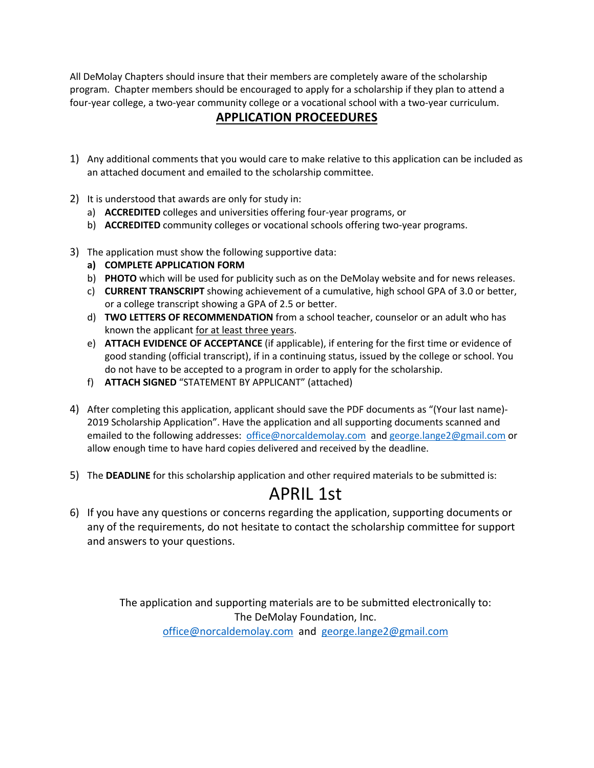All DeMolay Chapters should insure that their members are completely aware of the scholarship program. Chapter members should be encouraged to apply for a scholarship if they plan to attend a four-year college, a two-year community college or a vocational school with a two-year curriculum.

## APPLICATION PROCEEDURES

1) Any additional comments that you would care to make relative to this application can be included as an attached document and emailed to the scholarship committee.

2) It is understood that awards are only for study in:
   a) **ACCREDITED** colleges and universities offering four-year programs, or
   b) **ACCREDITED** community colleges or vocational schools offering two-year programs.

3) The application must show the following supportive data:
   a) **COMPLETE APPLICATION FORM**
   b) **PHOTO** which will be used for publicity such as on the DeMolay website and for news releases.
   c) **CURRENT TRANSCRIPT** showing achievement of a cumulative, high school GPA of 3.0 or better, or a college transcript showing a GPA of 2.5 or better.
   d) **TWO LETTERS OF RECOMMENDATION** from a school teacher, counselor or an adult who has known the applicant for at least three years.
   e) **ATTACH EVIDENCE OF ACCEPTANCE** (if applicable), if entering for the first time or evidence of good standing (official transcript), if in a continuing status, issued by the college or school. You do not have to be accepted to a program in order to apply for the scholarship.
   f) **ATTACH SIGNED** "STATEMENT BY APPLICANT" (attached)

4) After completing this application, applicant should save the PDF documents as "(Your last name)-2019 Scholarship Application". Have the application and all supporting documents scanned and emailed to the following addresses: office@norcaldemolay.com and george.lange2@gmail.com or allow enough time to have hard copies delivered and received by the deadline.

5) The **DEADLINE** for this scholarship application and other required materials to be submitted is:

   APRIL 1st

6) If you have any questions or concerns regarding the application, supporting documents or any of the requirements, do not hesitate to contact the scholarship committee for support and answers to your questions.

The application and supporting materials are to be submitted electronically to:
The DeMolay Foundation, Inc.
office@norcaldemolay.com and george.lange2@gmail.com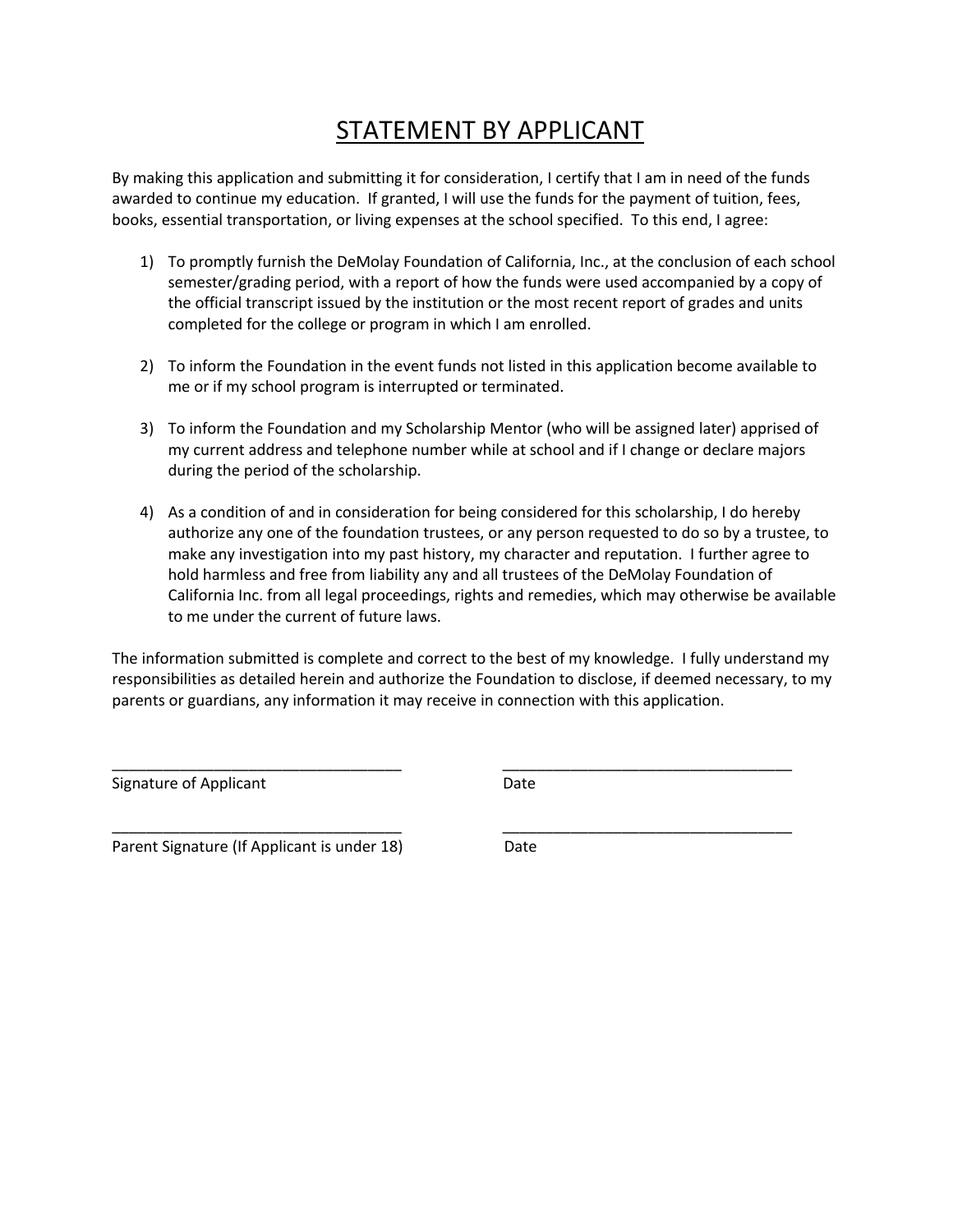# STATEMENT BY APPLICANT

By making this application and submitting it for consideration, I certify that I am in need of the funds awarded to continue my education. If granted, I will use the funds for the payment of tuition, fees, books, essential transportation, or living expenses at the school specified. To this end, I agree:

1) To promptly furnish the DeMolay Foundation of California, Inc., at the conclusion of each school semester/grading period, with a report of how the funds were used accompanied by a copy of the official transcript issued by the institution or the most recent report of grades and units completed for the college or program in which I am enrolled.

2) To inform the Foundation in the event funds not listed in this application become available to me or if my school program is interrupted or terminated.

3) To inform the Foundation and my Scholarship Mentor (who will be assigned later) apprised of my current address and telephone number while at school and if I change or declare majors during the period of the scholarship.

4) As a condition of and in consideration for being considered for this scholarship, I do hereby authorize any one of the foundation trustees, or any person requested to do so by a trustee, to make any investigation into my past history, my character and reputation. I further agree to hold harmless and free from liability any and all trustees of the DeMolay Foundation of California Inc. from all legal proceedings, rights and remedies, which may otherwise be available to me under the current of future laws.

The information submitted is complete and correct to the best of my knowledge. I fully understand my responsibilities as detailed herein and authorize the Foundation to disclose, if deemed necessary, to my parents or guardians, any information it may receive in connection with this application.

\_\_\_\_\_\_\_\_\_\_\_\_\_\_\_\_\_\_\_\_\_\_\_\_\_\_\_\_\_\_\_\_\_\_ \_\_\_\_\_\_\_\_\_\_\_\_\_\_\_\_\_\_\_\_\_\_\_\_\_\_\_\_\_\_\_\_\_\_
Signature of Applicant Date

\_\_\_\_\_\_\_\_\_\_\_\_\_\_\_\_\_\_\_\_\_\_\_\_\_\_\_\_\_\_\_\_\_\_ \_\_\_\_\_\_\_\_\_\_\_\_\_\_\_\_\_\_\_\_\_\_\_\_\_\_\_\_\_\_\_\_\_\_
Parent Signature (If Applicant is under 18) Date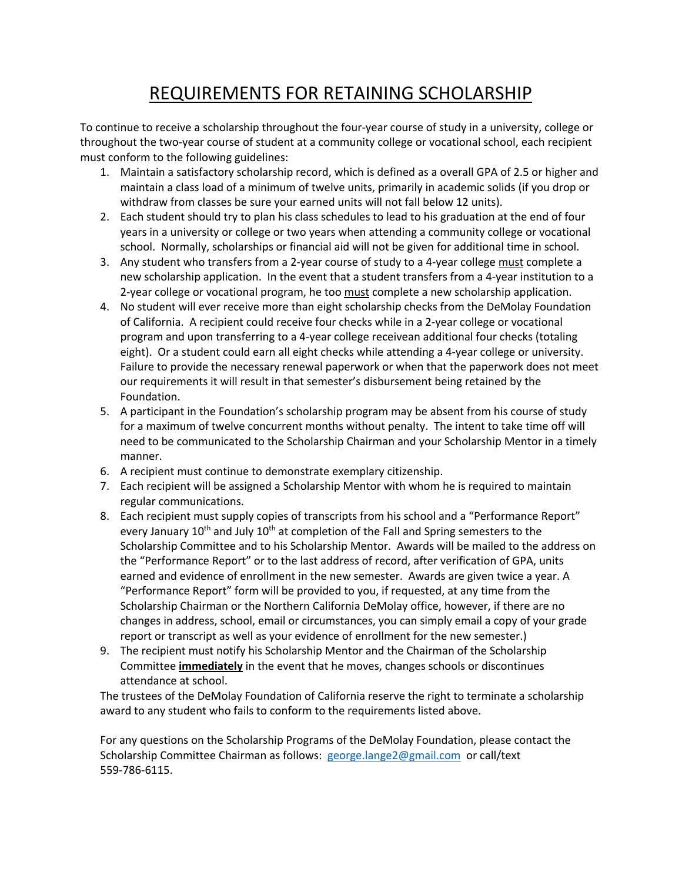# REQUIREMENTS FOR RETAINING SCHOLARSHIP

To continue to receive a scholarship throughout the four-year course of study in a university, college or throughout the two-year course of student at a community college or vocational school, each recipient must conform to the following guidelines:

1. Maintain a satisfactory scholarship record, which is defined as a overall GPA of 2.5 or higher and maintain a class load of a minimum of twelve units, primarily in academic solids (if you drop or withdraw from classes be sure your earned units will not fall below 12 units).
2. Each student should try to plan his class schedules to lead to his graduation at the end of four years in a university or college or two years when attending a community college or vocational school. Normally, scholarships or financial aid will not be given for additional time in school.
3. Any student who transfers from a 2-year course of study to a 4-year college must complete a new scholarship application. In the event that a student transfers from a 4-year institution to a 2-year college or vocational program, he too must complete a new scholarship application.
4. No student will ever receive more than eight scholarship checks from the DeMolay Foundation of California. A recipient could receive four checks while in a 2-year college or vocational program and upon transferring to a 4-year college receivean additional four checks (totaling eight). Or a student could earn all eight checks while attending a 4-year college or university. Failure to provide the necessary renewal paperwork or when that the paperwork does not meet our requirements it will result in that semester's disbursement being retained by the Foundation.
5. A participant in the Foundation's scholarship program may be absent from his course of study for a maximum of twelve concurrent months without penalty. The intent to take time off will need to be communicated to the Scholarship Chairman and your Scholarship Mentor in a timely manner.
6. A recipient must continue to demonstrate exemplary citizenship.
7. Each recipient will be assigned a Scholarship Mentor with whom he is required to maintain regular communications.
8. Each recipient must supply copies of transcripts from his school and a "Performance Report" every January 10th and July 10th at completion of the Fall and Spring semesters to the Scholarship Committee and to his Scholarship Mentor. Awards will be mailed to the address on the "Performance Report" or to the last address of record, after verification of GPA, units earned and evidence of enrollment in the new semester. Awards are given twice a year. A "Performance Report" form will be provided to you, if requested, at any time from the Scholarship Chairman or the Northern California DeMolay office, however, if there are no changes in address, school, email or circumstances, you can simply email a copy of your grade report or transcript as well as your evidence of enrollment for the new semester.)
9. The recipient must notify his Scholarship Mentor and the Chairman of the Scholarship Committee **immediately** in the event that he moves, changes schools or discontinues attendance at school.

The trustees of the DeMolay Foundation of California reserve the right to terminate a scholarship award to any student who fails to conform to the requirements listed above.

For any questions on the Scholarship Programs of the DeMolay Foundation, please contact the Scholarship Committee Chairman as follows: george.lange2@gmail.com or call/text 559-786-6115.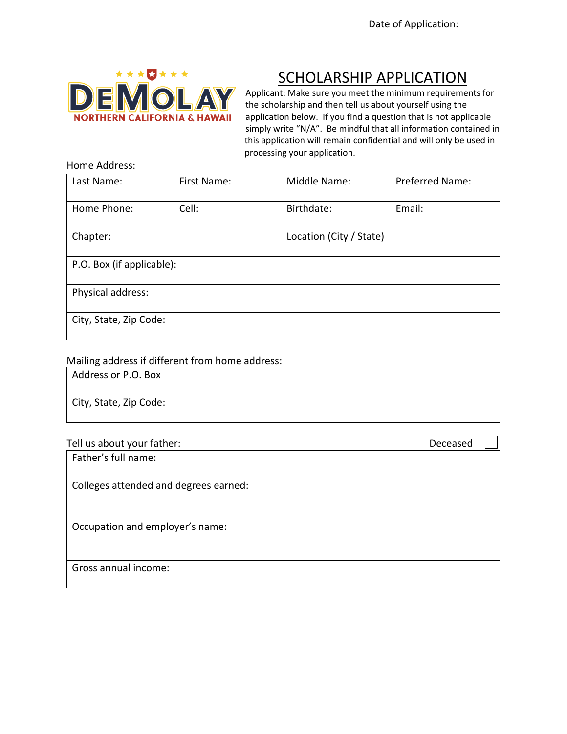Date of Application:

DEMOLAY NORTHERN CALIFORNIA & HAWAII

# SCHOLARSHIP APPLICATION

Applicant: Make sure you meet the minimum requirements for the scholarship and then tell us about yourself using the application below. If you find a question that is not applicable simply write "N/A". Be mindful that all information contained in this application will remain confidential and will only be used in processing your application.

Home Address:

| Last Name: | First Name: | Middle Name: | Preferred Name: |
|---|---|---|---|
| Home Phone: | Cell: | Birthdate: | Email: |
| Chapter: | | Location (City / State) | |
| P.O. Box (if applicable): | | | |
| Physical address: | | | |
| City, State, Zip Code: | | | |

Mailing address if different from home address:

| Address or P.O. Box |
|---|
| City, State, Zip Code: |

Tell us about your father: Deceased ☐

| Father's full name: |
|---|
| Colleges attended and degrees earned: |
| Occupation and employer's name: |
| Gross annual income: |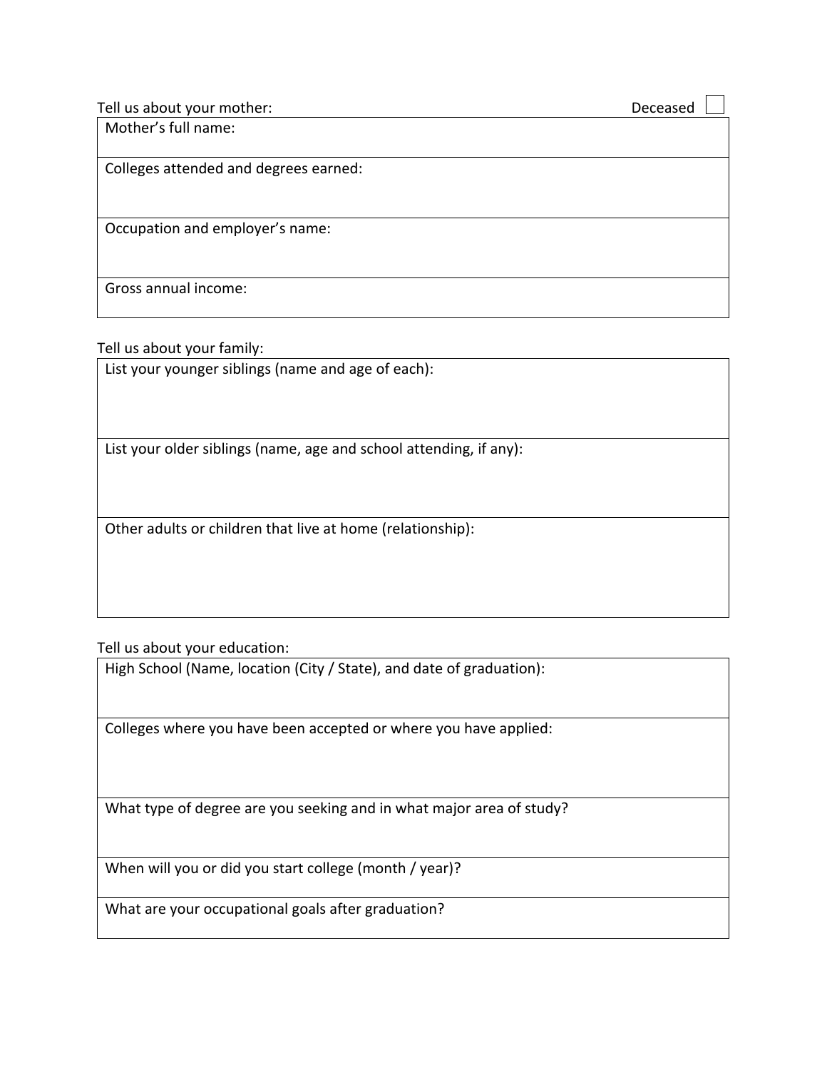Tell us about your mother: Deceased ☐

| Mother's full name: |
|---|
| Colleges attended and degrees earned: |
| Occupation and employer's name: |
| Gross annual income: |

Tell us about your family:

| List your younger siblings (name and age of each): |
|---|
| List your older siblings (name, age and school attending, if any): |
| Other adults or children that live at home (relationship): |

Tell us about your education:

| High School (Name, location (City / State), and date of graduation): |
|---|
| Colleges where you have been accepted or where you have applied: |
| What type of degree are you seeking and in what major area of study? |
| When will you or did you start college (month / year)? |
| What are your occupational goals after graduation? |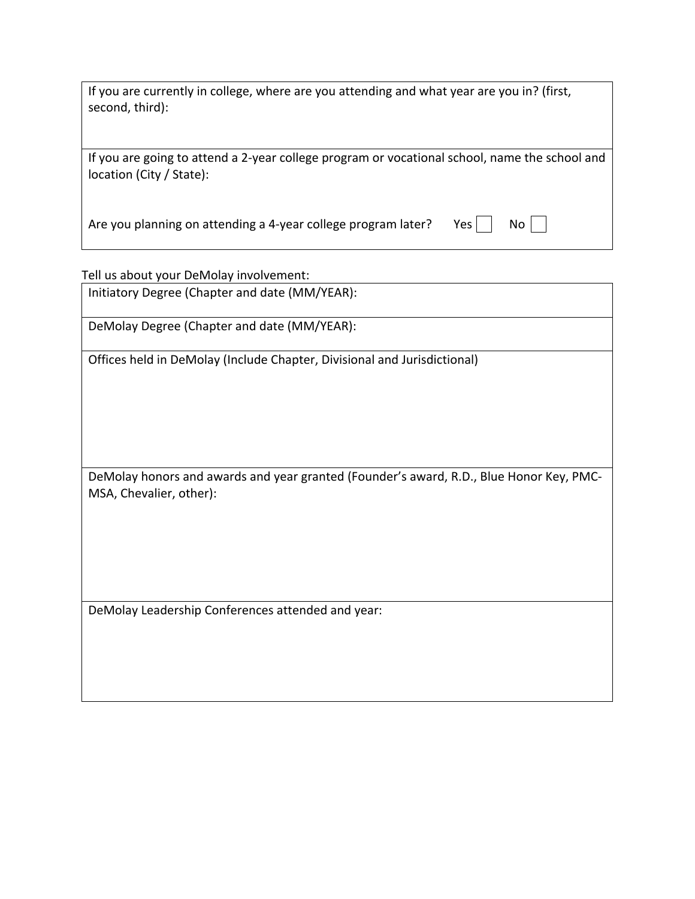If you are currently in college, where are you attending and what year are you in? (first, second, third):

If you are going to attend a 2-year college program or vocational school, name the school and location (City / State):

Are you planning on attending a 4-year college program later? Yes ☐ No ☐

Tell us about your DeMolay involvement:

Initiatory Degree (Chapter and date (MM/YEAR):

DeMolay Degree (Chapter and date (MM/YEAR):

Offices held in DeMolay (Include Chapter, Divisional and Jurisdictional)

DeMolay honors and awards and year granted (Founder's award, R.D., Blue Honor Key, PMC-MSA, Chevalier, other):

DeMolay Leadership Conferences attended and year: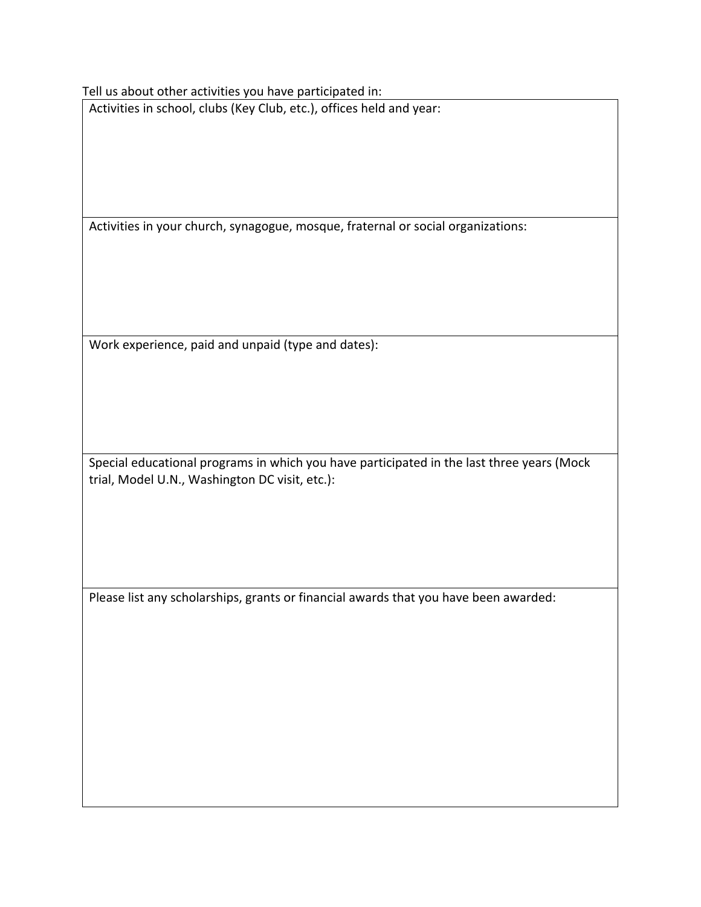Tell us about other activities you have participated in:

| Activities in school, clubs (Key Club, etc.), offices held and year: |
|---|
| Activities in your church, synagogue, mosque, fraternal or social organizations: |
| Work experience, paid and unpaid (type and dates): |
| Special educational programs in which you have participated in the last three years (Mock trial, Model U.N., Washington DC visit, etc.): |
| Please list any scholarships, grants or financial awards that you have been awarded: |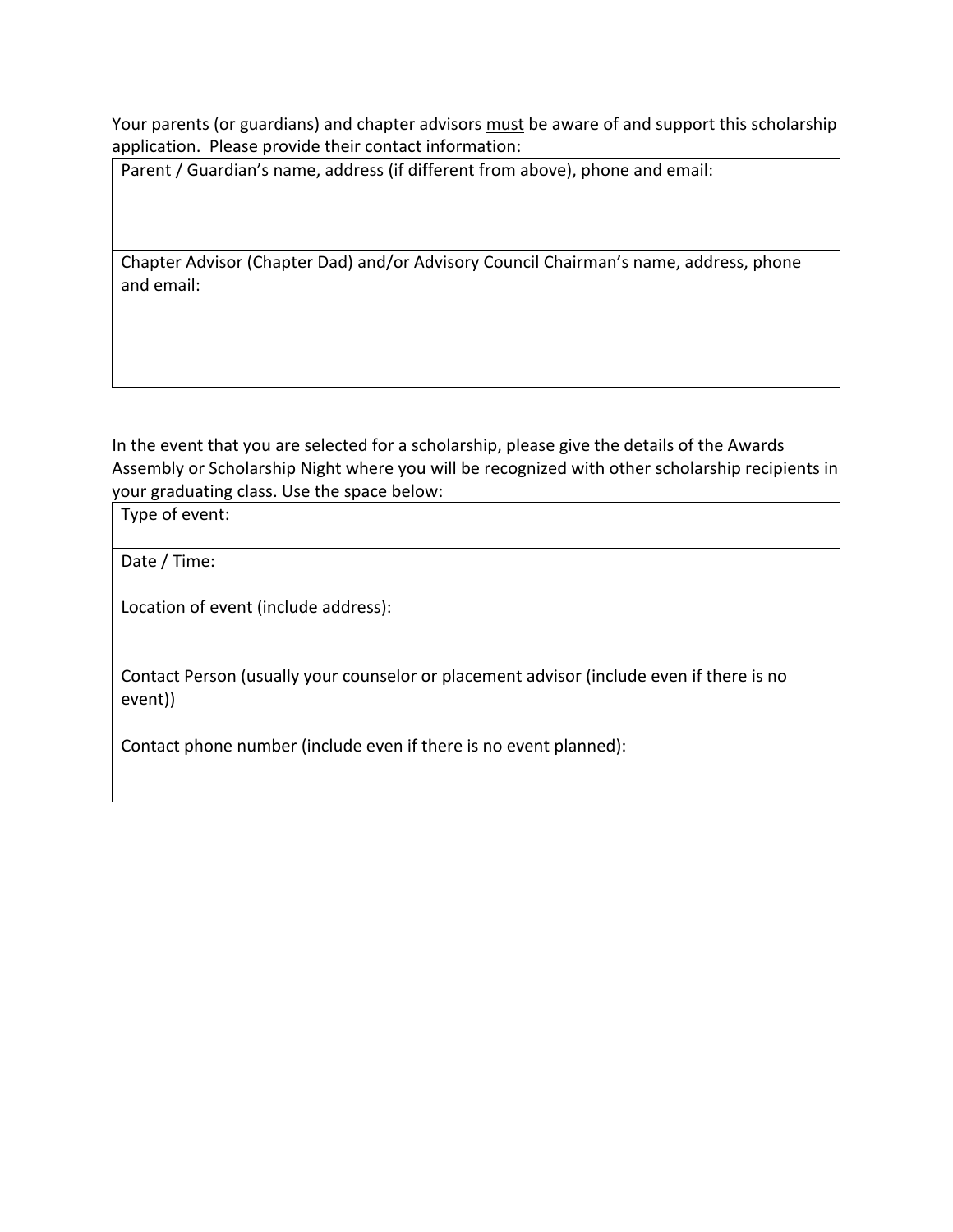Your parents (or guardians) and chapter advisors <u>must</u> be aware of and support this scholarship application. Please provide their contact information:

| Parent / Guardian's name, address (if different from above), phone and email: |
|---|
| Chapter Advisor (Chapter Dad) and/or Advisory Council Chairman's name, address, phone and email: |

In the event that you are selected for a scholarship, please give the details of the Awards Assembly or Scholarship Night where you will be recognized with other scholarship recipients in your graduating class. Use the space below:

| Type of event: |
|---|
| Date / Time: |
| Location of event (include address): |
| Contact Person (usually your counselor or placement advisor (include even if there is no event)) |
| Contact phone number (include even if there is no event planned): |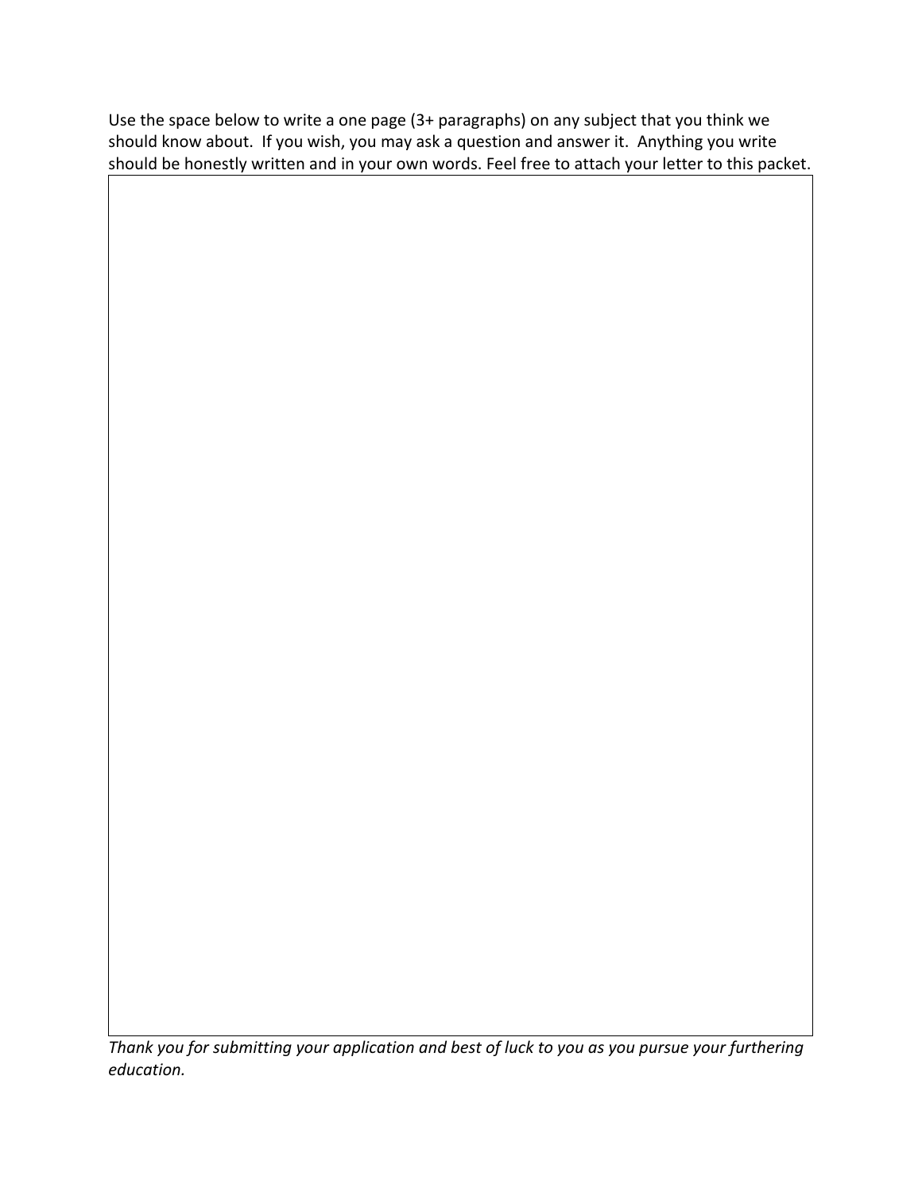Use the space below to write a one page (3+ paragraphs) on any subject that you think we should know about. If you wish, you may ask a question and answer it. Anything you write should be honestly written and in your own words. Feel free to attach your letter to this packet.

*Thank you for submitting your application and best of luck to you as you pursue your furthering education.*